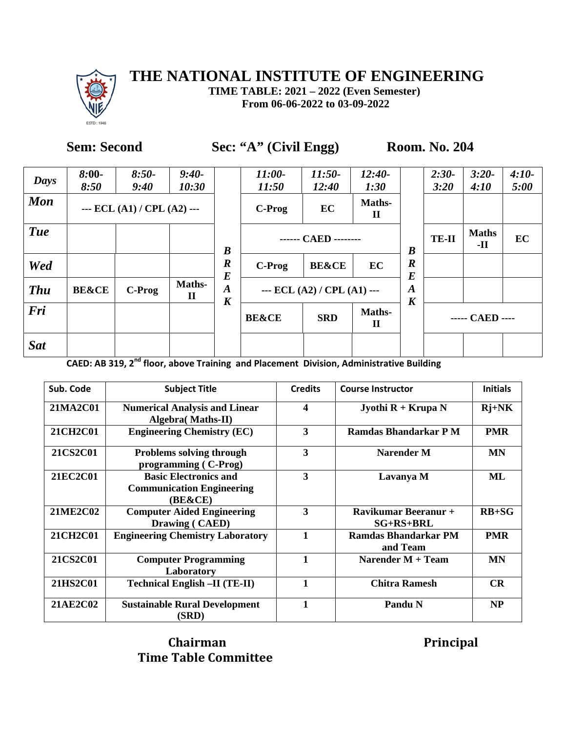# THE NATIONAL INSTITUTE OF ENGINEERING

**TIME TABLE: 2021 – 2022 (Even Semester)**
**From 06-06-2022 to 03-09-2022**

**Sem: Second** **Sec: "A" (Civil Engg)** **Room. No. 204**

| Days | 8:00-8:50 | 8:50-9:40 | 9:40-10:30 | | 11:00-11:50 | 11:50-12:40 | 12:40-1:30 | | 2:30-3:20 | 3:20-4:10 | 4:10-5:00 |
|---|---|---|---|---|---|---|---|---|---|---|---|
| Mon | --- ECL (A1) / CPL (A2) --- | | | BREAK | C-Prog | EC | Maths-II | BREAK | | | |
| Tue | | | | | ------ CAED -------- | | | | TE-II | Maths -II | EC |
| Wed | | | | | C-Prog | BE&CE | EC | | | | |
| Thu | BE&CE | C-Prog | Maths-II | | --- ECL (A2) / CPL (A1) --- | | | | | | |
| Fri | | | | | BE&CE | SRD | Maths-II | | ----- CAED ---- | | |
| Sat | | | | | | | | | | | |

**CAED: AB 319, 2nd floor, above Training and Placement Division, Administrative Building**

| Sub. Code | Subject Title | Credits | Course Instructor | Initials |
|---|---|---|---|---|
| 21MA2C01 | Numerical Analysis and Linear Algebra( Maths-II) | 4 | Jyothi R + Krupa N | Rj+NK |
| 21CH2C01 | Engineering Chemistry (EC) | 3 | Ramdas Bhandarkar P M | PMR |
| 21CS2C01 | Problems solving through programming ( C-Prog) | 3 | Narender M | MN |
| 21EC2C01 | Basic Electronics and Communication Engineering (BE&CE) | 3 | Lavanya M | ML |
| 21ME2C02 | Computer Aided Engineering Drawing ( CAED) | 3 | Ravikumar Beeranur + SG+RS+BRL | RB+SG |
| 21CH2C01 | Engineering Chemistry Laboratory | 1 | Ramdas Bhandarkar PM and Team | PMR |
| 21CS2C01 | Computer Programming Laboratory | 1 | Narender M + Team | MN |
| 21HS2C01 | Technical English –II (TE-II) | 1 | Chitra Ramesh | CR |
| 21AE2C02 | Sustainable Rural Development (SRD) | 1 | Pandu N | NP |

**Chairman**
**Time Table Committee**

**Principal**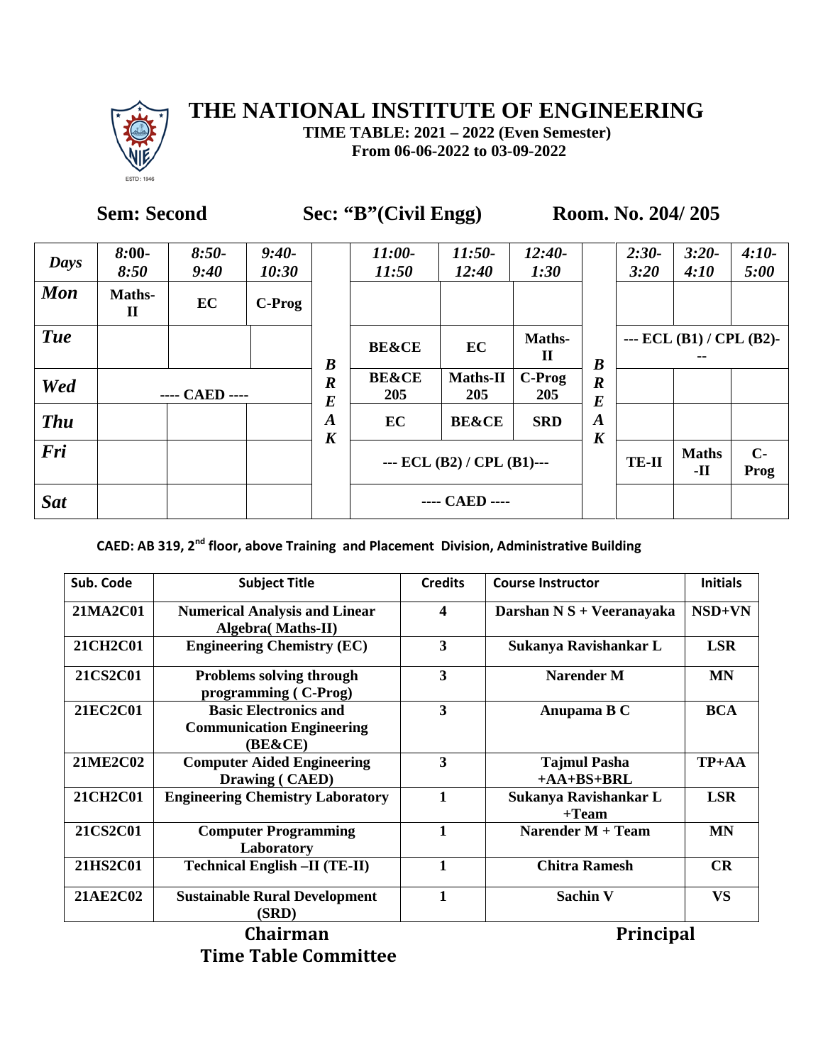# THE NATIONAL INSTITUTE OF ENGINEERING

**TIME TABLE: 2021 – 2022 (Even Semester)**
**From 06-06-2022 to 03-09-2022**

**Sem: Second** **Sec: "B"(Civil Engg)** **Room. No. 204/ 205**

| *Days* | *8:00-8:50* | *8:50-9:40* | *9:40-10:30* | | *11:00-11:50* | *11:50-12:40* | *12:40-1:30* | | *2:30-3:20* | *3:20-4:10* | *4:10-5:00* |
|---|---|---|---|---|---|---|---|---|---|---|---|
| ***Mon*** | **Maths-II** | **EC** | **C-Prog** | ***BREAK*** | | | | ***BREAK*** | | | |
| ***Tue*** | | | | | **BE&CE** | **EC** | **Maths-II** | | **--- ECL (B1) / CPL (B2)---** | | |
| ***Wed*** | **---- CAED ----** | | | | **BE&CE 205** | **Maths-II 205** | **C-Prog 205** | | | | |
| ***Thu*** | | | | | **EC** | **BE&CE** | **SRD** | | | | |
| ***Fri*** | | | | | **--- ECL (B2) / CPL (B1)---** | | | | **TE-II** | **Maths -II** | **C-Prog** |
| ***Sat*** | | | | | **---- CAED ----** | | | | | | |

**CAED: AB 319, 2nd floor, above Training and Placement Division, Administrative Building**

| Sub. Code | Subject Title | Credits | Course Instructor | Initials |
|---|---|---|---|---|
| **21MA2C01** | **Numerical Analysis and Linear Algebra( Maths-II)** | **4** | **Darshan N S + Veeranayaka** | **NSD+VN** |
| **21CH2C01** | **Engineering Chemistry (EC)** | **3** | **Sukanya Ravishankar L** | **LSR** |
| **21CS2C01** | **Problems solving through programming ( C-Prog)** | **3** | **Narender M** | **MN** |
| **21EC2C01** | **Basic Electronics and Communication Engineering (BE&CE)** | **3** | **Anupama B C** | **BCA** |
| **21ME2C02** | **Computer Aided Engineering Drawing ( CAED)** | **3** | **Tajmul Pasha +AA+BS+BRL** | **TP+AA** |
| **21CH2C01** | **Engineering Chemistry Laboratory** | **1** | **Sukanya Ravishankar L +Team** | **LSR** |
| **21CS2C01** | **Computer Programming Laboratory** | **1** | **Narender M + Team** | **MN** |
| **21HS2C01** | **Technical English –II (TE-II)** | **1** | **Chitra Ramesh** | **CR** |
| **21AE2C02** | **Sustainable Rural Development (SRD)** | **1** | **Sachin V** | **VS** |

**Chairman**
**Time Table Committee**

**Principal**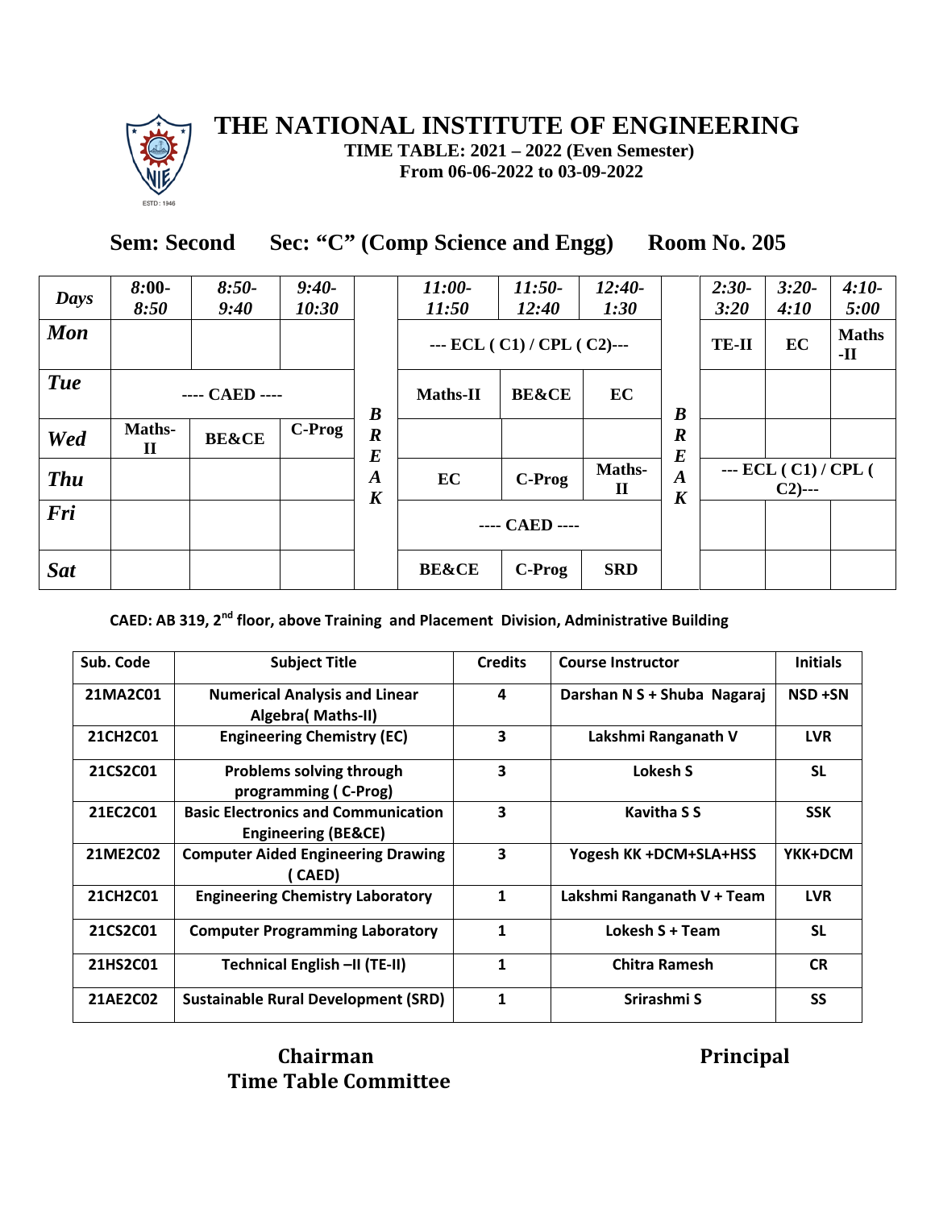# THE NATIONAL INSTITUTE OF ENGINEERING

**TIME TABLE: 2021 – 2022 (Even Semester)**
**From 06-06-2022 to 03-09-2022**

## Sem: Second Sec: "C" (Comp Science and Engg) Room No. 205

| *Days* | *8:00-8:50* | *8:50-9:40* | *9:40-10:30* | | *11:00-11:50* | *11:50-12:40* | *12:40-1:30* | | *2:30-3:20* | *3:20-4:10* | *4:10-5:00* |
|---|---|---|---|---|---|---|---|---|---|---|---|
| ***Mon*** | | | | ***BREAK*** | --- ECL ( C1) / CPL ( C2)--- | | | ***BREAK*** | **TE-II** | **EC** | **Maths-II** |
| ***Tue*** | ---- CAED ---- | | | | **Maths-II** | **BE&CE** | **EC** | | | | |
| ***Wed*** | **Maths-II** | **BE&CE** | **C-Prog** | | | | | | | | |
| ***Thu*** | | | | | **EC** | **C-Prog** | **Maths-II** | | --- ECL ( C1) / CPL ( C2)--- | | |
| ***Fri*** | | | | | ---- CAED ---- | | | | | | |
| ***Sat*** | | | | | **BE&CE** | **C-Prog** | **SRD** | | | | |

**CAED: AB 319, 2nd floor, above Training and Placement Division, Administrative Building**

| Sub. Code | Subject Title | Credits | Course Instructor | Initials |
|---|---|---|---|---|
| 21MA2C01 | Numerical Analysis and Linear Algebra( Maths-II) | 4 | Darshan N S + Shuba Nagaraj | NSD +SN |
| 21CH2C01 | Engineering Chemistry (EC) | 3 | Lakshmi Ranganath V | LVR |
| 21CS2C01 | Problems solving through programming ( C-Prog) | 3 | Lokesh S | SL |
| 21EC2C01 | Basic Electronics and Communication Engineering (BE&CE) | 3 | Kavitha S S | SSK |
| 21ME2C02 | Computer Aided Engineering Drawing ( CAED) | 3 | Yogesh KK +DCM+SLA+HSS | YKK+DCM |
| 21CH2C01 | Engineering Chemistry Laboratory | 1 | Lakshmi Ranganath V + Team | LVR |
| 21CS2C01 | Computer Programming Laboratory | 1 | Lokesh S + Team | SL |
| 21HS2C01 | Technical English –II (TE-II) | 1 | Chitra Ramesh | CR |
| 21AE2C02 | Sustainable Rural Development (SRD) | 1 | Srirashmi S | SS |

**Chairman**
**Time Table Committee**

**Principal**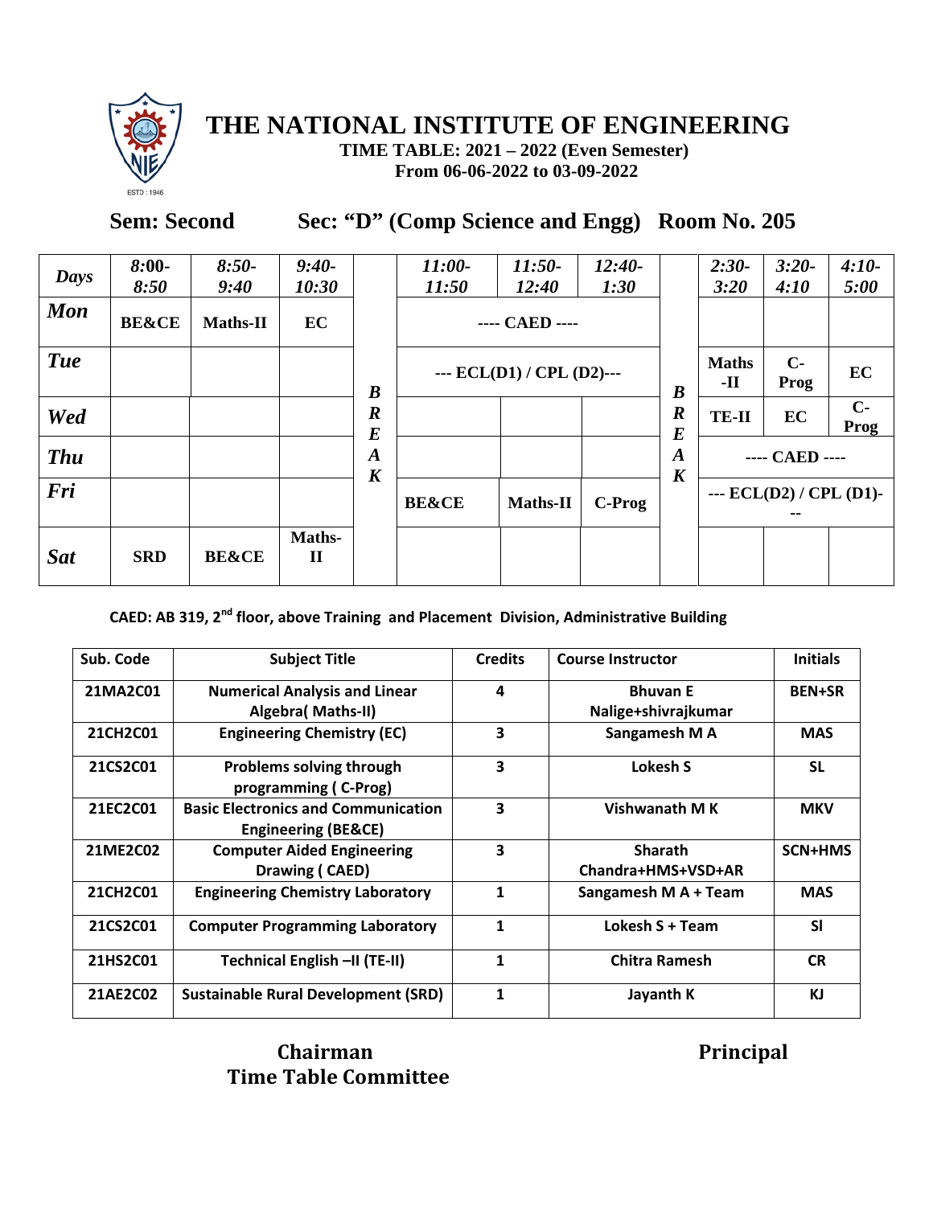# THE NATIONAL INSTITUTE OF ENGINEERING

**TIME TABLE: 2021 – 2022 (Even Semester)**
**From 06-06-2022 to 03-09-2022**

**Sem: Second Sec: "D" (Comp Science and Engg) Room No. 205**

| *Days* | *8:00-8:50* | *8:50-9:40* | *9:40-10:30* | | *11:00-11:50* | *11:50-12:40* | *12:40-1:30* | | *2:30-3:20* | *3:20-4:10* | *4:10-5:00* |
|---|---|---|---|---|---|---|---|---|---|---|---|
| ***Mon*** | **BE&CE** | **Maths-II** | **EC** | ***BREAK*** | **---- CAED ----** | | | ***BREAK*** | | | |
| ***Tue*** | | | | | **--- ECL(D1) / CPL (D2)---** | | | | **Maths-II** | **C-Prog** | **EC** |
| ***Wed*** | | | | | | | | | **TE-II** | **EC** | **C-Prog** |
| ***Thu*** | | | | | | | | | **---- CAED ----** | | |
| ***Fri*** | | | | | **BE&CE** | **Maths-II** | **C-Prog** | | **--- ECL(D2) / CPL (D1)---** | | |
| ***Sat*** | **SRD** | **BE&CE** | **Maths-II** | | | | | | | | |

**CAED: AB 319, 2nd floor, above Training and Placement Division, Administrative Building**

| Sub. Code | Subject Title | Credits | Course Instructor | Initials |
|---|---|---|---|---|
| **21MA2C01** | **Numerical Analysis and Linear Algebra( Maths-II)** | **4** | **Bhuvan E Nalige+shivrajkumar** | **BEN+SR** |
| **21CH2C01** | **Engineering Chemistry (EC)** | **3** | **Sangamesh M A** | **MAS** |
| **21CS2C01** | **Problems solving through programming ( C-Prog)** | **3** | **Lokesh S** | **SL** |
| **21EC2C01** | **Basic Electronics and Communication Engineering (BE&CE)** | **3** | **Vishwanath M K** | **MKV** |
| **21ME2C02** | **Computer Aided Engineering Drawing ( CAED)** | **3** | **Sharath Chandra+HMS+VSD+AR** | **SCN+HMS** |
| **21CH2C01** | **Engineering Chemistry Laboratory** | **1** | **Sangamesh M A + Team** | **MAS** |
| **21CS2C01** | **Computer Programming Laboratory** | **1** | **Lokesh S + Team** | **Sl** |
| **21HS2C01** | **Technical English –II (TE-II)** | **1** | **Chitra Ramesh** | **CR** |
| **21AE2C02** | **Sustainable Rural Development (SRD)** | **1** | **Jayanth K** | **KJ** |

**Chairman**
**Time Table Committee**

**Principal**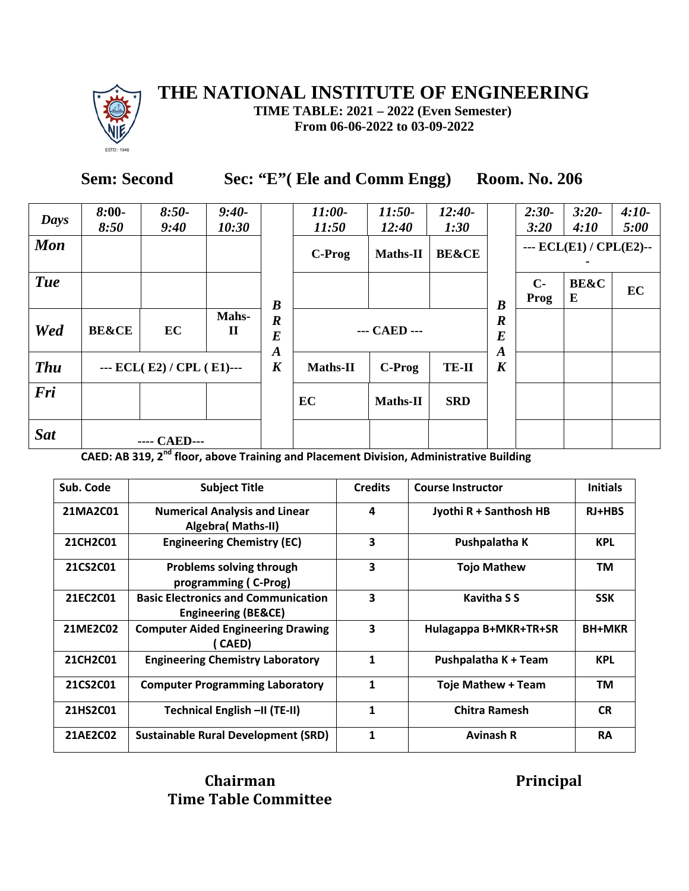# THE NATIONAL INSTITUTE OF ENGINEERING

**TIME TABLE: 2021 – 2022 (Even Semester)**
**From 06-06-2022 to 03-09-2022**

**Sem: Second      Sec: "E"( Ele and Comm Engg)      Room. No. 206**

| Days | 8:00-8:50 | 8:50-9:40 | 9:40-10:30 | | 11:00-11:50 | 11:50-12:40 | 12:40-1:30 | | 2:30-3:20 | 3:20-4:10 | 4:10-5:00 |
|---|---|---|---|---|---|---|---|---|---|---|---|
| Mon | | | | BREAK | C-Prog | Maths-II | BE&CE | BREAK | --- ECL(E1) / CPL(E2)--- | | |
| Tue | | | | | | | | | C-Prog | BE&CE | EC |
| Wed | BE&CE | EC | Mahs-II | | --- CAED --- | | | | | | |
| Thu | --- ECL( E2) / CPL ( E1)--- | | | | Maths-II | C-Prog | TE-II | | | | |
| Fri | | | | | EC | Maths-II | SRD | | | | |
| Sat | ---- CAED--- | | | | | | | | | | |

**CAED: AB 319, 2nd floor, above Training and Placement Division, Administrative Building**

| Sub. Code | Subject Title | Credits | Course Instructor | Initials |
|---|---|---|---|---|
| 21MA2C01 | Numerical Analysis and Linear Algebra( Maths-II) | 4 | Jyothi R + Santhosh HB | RJ+HBS |
| 21CH2C01 | Engineering Chemistry (EC) | 3 | Pushpalatha K | KPL |
| 21CS2C01 | Problems solving through programming ( C-Prog) | 3 | Tojo Mathew | TM |
| 21EC2C01 | Basic Electronics and Communication Engineering (BE&CE) | 3 | Kavitha S S | SSK |
| 21ME2C02 | Computer Aided Engineering Drawing ( CAED) | 3 | Hulagappa B+MKR+TR+SR | BH+MKR |
| 21CH2C01 | Engineering Chemistry Laboratory | 1 | Pushpalatha K + Team | KPL |
| 21CS2C01 | Computer Programming Laboratory | 1 | Toje Mathew + Team | TM |
| 21HS2C01 | Technical English –II (TE-II) | 1 | Chitra Ramesh | CR |
| 21AE2C02 | Sustainable Rural Development (SRD) | 1 | Avinash R | RA |

**Chairman**
**Time Table Committee**

**Principal**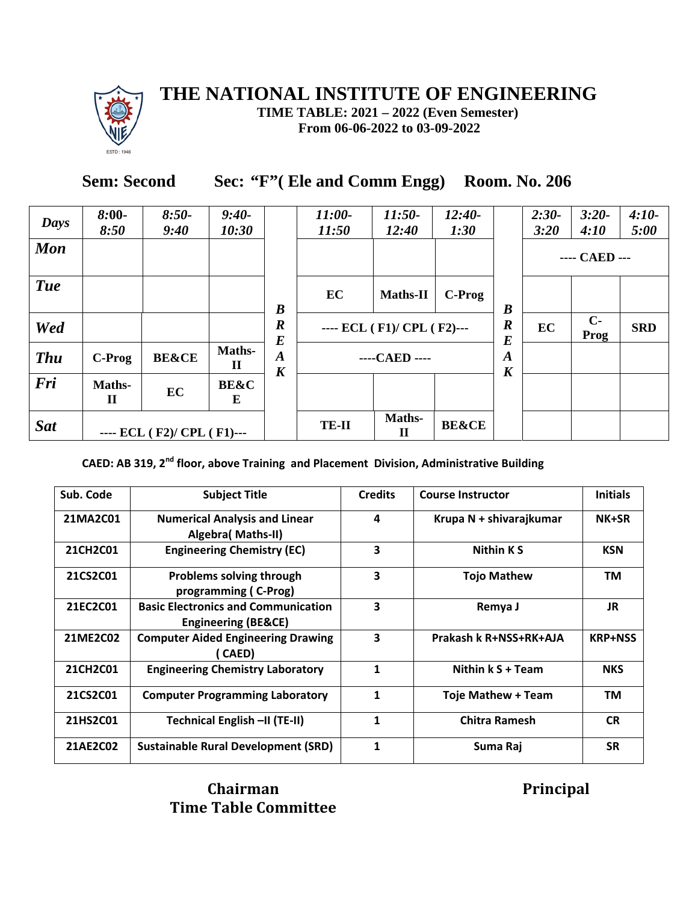# THE NATIONAL INSTITUTE OF ENGINEERING

**TIME TABLE: 2021 – 2022 (Even Semester)**
**From 06-06-2022 to 03-09-2022**

**Sem: Second Sec: "F"( Ele and Comm Engg) Room. No. 206**

| Days | 8:00-8:50 | 8:50-9:40 | 9:40-10:30 | | 11:00-11:50 | 11:50-12:40 | 12:40-1:30 | | 2:30-3:20 | 3:20-4:10 | 4:10-5:00 |
|---|---|---|---|---|---|---|---|---|---|---|---|
| Mon | | | | BREAK | | | | BREAK | ---- CAED --- | | |
| Tue | | | | | EC | Maths-II | C-Prog | | | | |
| Wed | | | | | ---- ECL ( F1)/ CPL ( F2)--- | | | | EC | C-Prog | SRD |
| Thu | C-Prog | BE&CE | Maths-II | | ----CAED ---- | | | | | | |
| Fri | Maths-II | EC | BE&CE | | | | | | | | |
| Sat | ---- ECL ( F2)/ CPL ( F1)--- | | | | TE-II | Maths-II | BE&CE | | | | |

**CAED: AB 319, 2nd floor, above Training and Placement Division, Administrative Building**

| Sub. Code | Subject Title | Credits | Course Instructor | Initials |
|---|---|---|---|---|
| 21MA2C01 | Numerical Analysis and Linear Algebra( Maths-II) | 4 | Krupa N + shivarajkumar | NK+SR |
| 21CH2C01 | Engineering Chemistry (EC) | 3 | Nithin K S | KSN |
| 21CS2C01 | Problems solving through programming ( C-Prog) | 3 | Tojo Mathew | TM |
| 21EC2C01 | Basic Electronics and Communication Engineering (BE&CE) | 3 | Remya J | JR |
| 21ME2C02 | Computer Aided Engineering Drawing ( CAED) | 3 | Prakash k R+NSS+RK+AJA | KRP+NSS |
| 21CH2C01 | Engineering Chemistry Laboratory | 1 | Nithin k S + Team | NKS |
| 21CS2C01 | Computer Programming Laboratory | 1 | Toje Mathew + Team | TM |
| 21HS2C01 | Technical English –II (TE-II) | 1 | Chitra Ramesh | CR |
| 21AE2C02 | Sustainable Rural Development (SRD) | 1 | Suma Raj | SR |

**Chairman**
**Time Table Committee**

**Principal**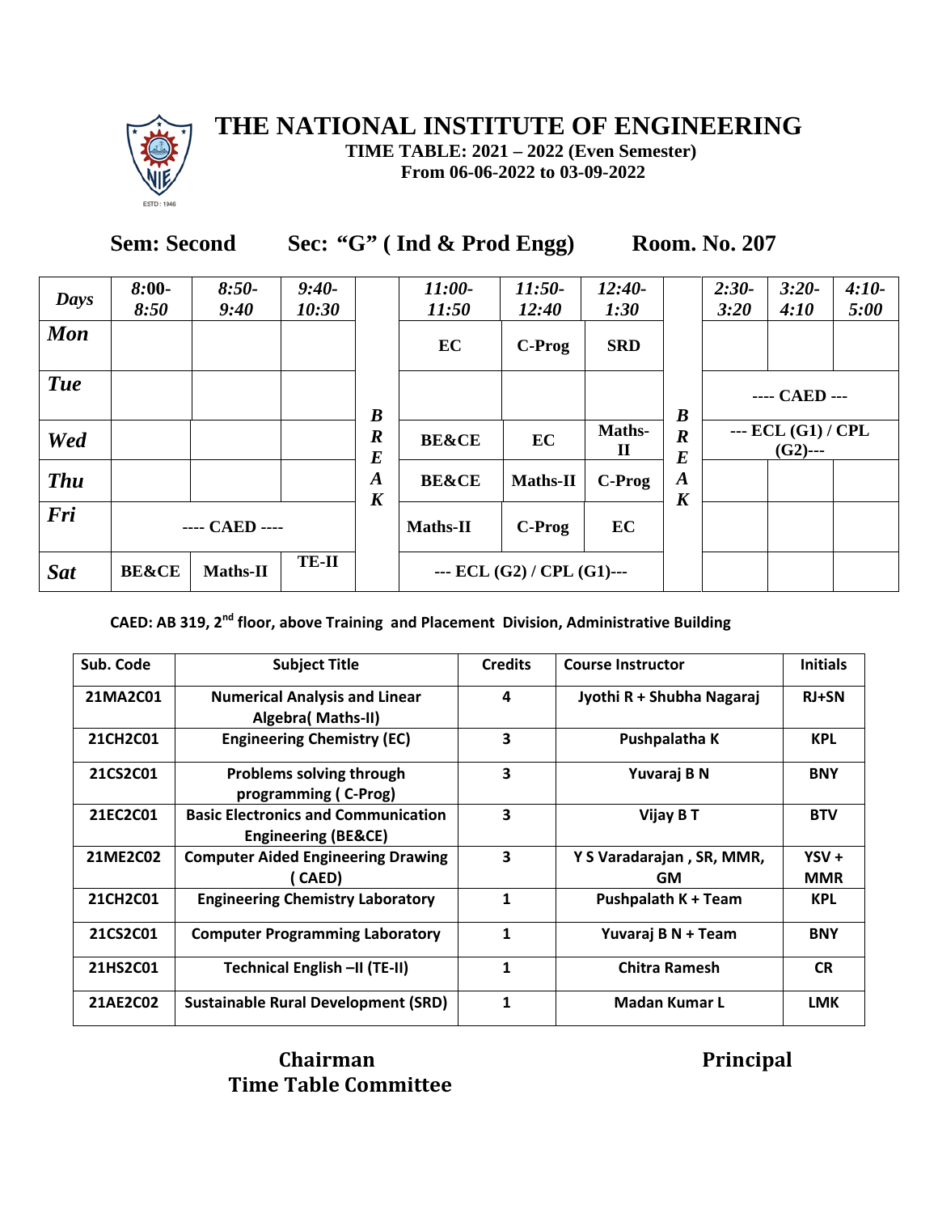# THE NATIONAL INSTITUTE OF ENGINEERING

**TIME TABLE: 2021 – 2022 (Even Semester)**
**From 06-06-2022 to 03-09-2022**

**Sem: Second** **Sec: "G" ( Ind & Prod Engg)** **Room. No. 207**

| Days | 8:00-8:50 | 8:50-9:40 | 9:40-10:30 | | 11:00-11:50 | 11:50-12:40 | 12:40-1:30 | | 2:30-3:20 | 3:20-4:10 | 4:10-5:00 |
|---|---|---|---|---|---|---|---|---|---|---|---|
| **Mon** | | | | B | EC | C-Prog | SRD | B | | | |
| **Tue** | | | | R | | | | R | ---- CAED --- | | |
| **Wed** | | | | E | BE&CE | EC | Maths-II | E | --- ECL (G1) / CPL (G2)--- | | |
| **Thu** | | | | A | BE&CE | Maths-II | C-Prog | A | | | |
| **Fri** | ---- CAED ---- | | | K | Maths-II | C-Prog | EC | K | | | |
| **Sat** | BE&CE | Maths-II | TE-II | | --- ECL (G2) / CPL (G1)--- | | | | | | |

**CAED: AB 319, 2nd floor, above Training and Placement Division, Administrative Building**

| Sub. Code | Subject Title | Credits | Course Instructor | Initials |
|---|---|---|---|---|
| 21MA2C01 | Numerical Analysis and Linear Algebra( Maths-II) | 4 | Jyothi R + Shubha Nagaraj | RJ+SN |
| 21CH2C01 | Engineering Chemistry (EC) | 3 | Pushpalatha K | KPL |
| 21CS2C01 | Problems solving through programming ( C-Prog) | 3 | Yuvaraj B N | BNY |
| 21EC2C01 | Basic Electronics and Communication Engineering (BE&CE) | 3 | Vijay B T | BTV |
| 21ME2C02 | Computer Aided Engineering Drawing ( CAED) | 3 | Y S Varadarajan , SR, MMR, GM | YSV + MMR |
| 21CH2C01 | Engineering Chemistry Laboratory | 1 | Pushpalath K + Team | KPL |
| 21CS2C01 | Computer Programming Laboratory | 1 | Yuvaraj B N + Team | BNY |
| 21HS2C01 | Technical English –II (TE-II) | 1 | Chitra Ramesh | CR |
| 21AE2C02 | Sustainable Rural Development (SRD) | 1 | Madan Kumar L | LMK |

**Chairman**
**Time Table Committee**

**Principal**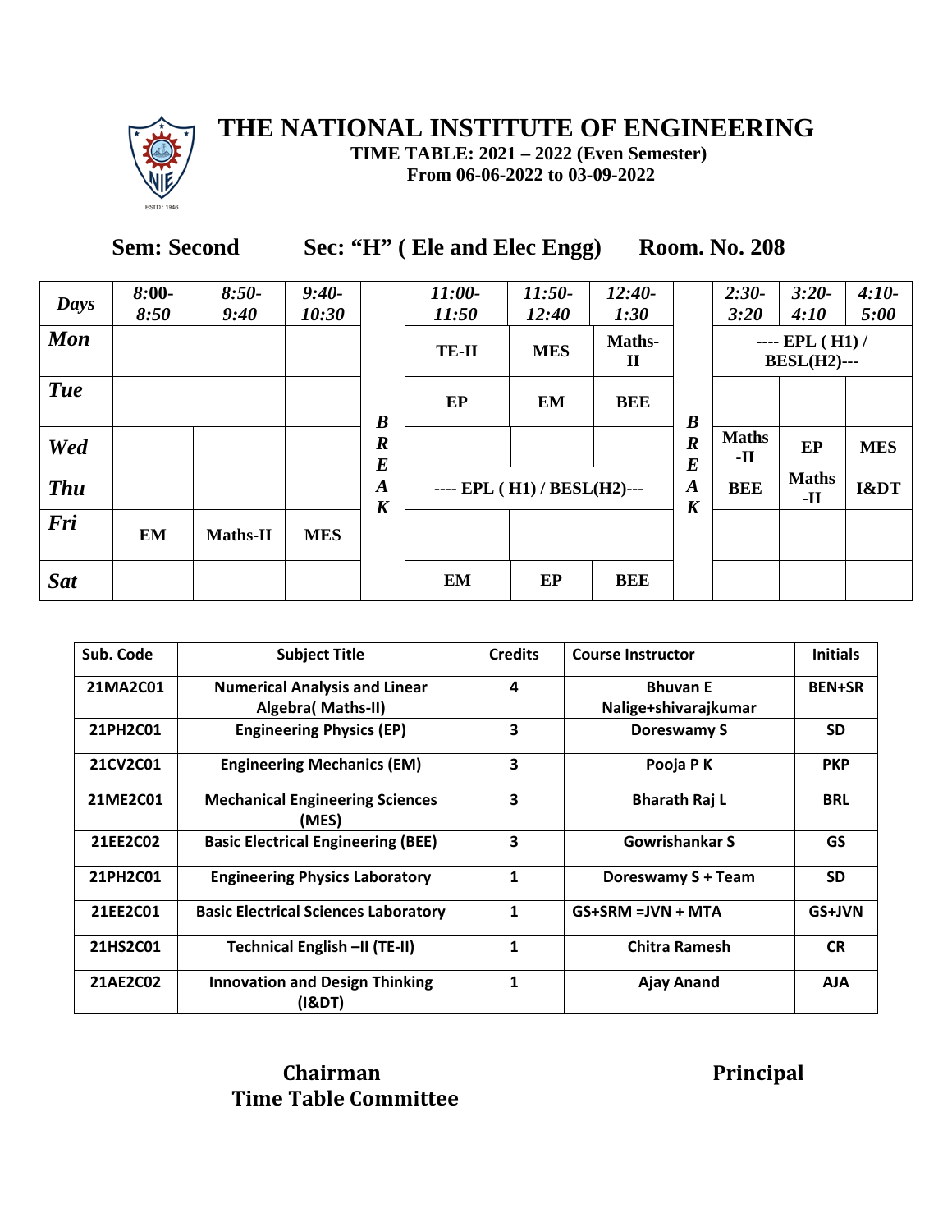# THE NATIONAL INSTITUTE OF ENGINEERING

**TIME TABLE: 2021 – 2022 (Even Semester)**
**From 06-06-2022 to 03-09-2022**

**Sem: Second** **Sec: "H" ( Ele and Elec Engg)** **Room. No. 208**

| Days | 8:00-8:50 | 8:50-9:40 | 9:40-10:30 | | 11:00-11:50 | 11:50-12:40 | 12:40-1:30 | | 2:30-3:20 | 3:20-4:10 | 4:10-5:00 |
|---|---|---|---|---|---|---|---|---|---|---|---|
| Mon | | | | B | TE-II | MES | Maths-II | B | ---- EPL ( H1) / BESL(H2)--- | | |
| Tue | | | | R | EP | EM | BEE | R | | | |
| Wed | | | | E | | | | E | Maths -II | EP | MES |
| Thu | | | | A | ---- EPL ( H1) / BESL(H2)--- | | | A | BEE | Maths -II | I&DT |
| Fri | EM | Maths-II | MES | K | | | | K | | | |
| Sat | | | | | EM | EP | BEE | | | | |

| Sub. Code | Subject Title | Credits | Course Instructor | Initials |
|---|---|---|---|---|
| 21MA2C01 | Numerical Analysis and Linear Algebra( Maths-II) | 4 | Bhuvan E Nalige+shivarajkumar | BEN+SR |
| 21PH2C01 | Engineering Physics (EP) | 3 | Doreswamy S | SD |
| 21CV2C01 | Engineering Mechanics (EM) | 3 | Pooja P K | PKP |
| 21ME2C01 | Mechanical Engineering Sciences (MES) | 3 | Bharath Raj L | BRL |
| 21EE2C02 | Basic Electrical Engineering (BEE) | 3 | Gowrishankar S | GS |
| 21PH2C01 | Engineering Physics Laboratory | 1 | Doreswamy S + Team | SD |
| 21EE2C01 | Basic Electrical Sciences Laboratory | 1 | GS+SRM =JVN + MTA | GS+JVN |
| 21HS2C01 | Technical English –II (TE-II) | 1 | Chitra Ramesh | CR |
| 21AE2C02 | Innovation and Design Thinking (I&DT) | 1 | Ajay Anand | AJA |

**Chairman**
**Time Table Committee**

**Principal**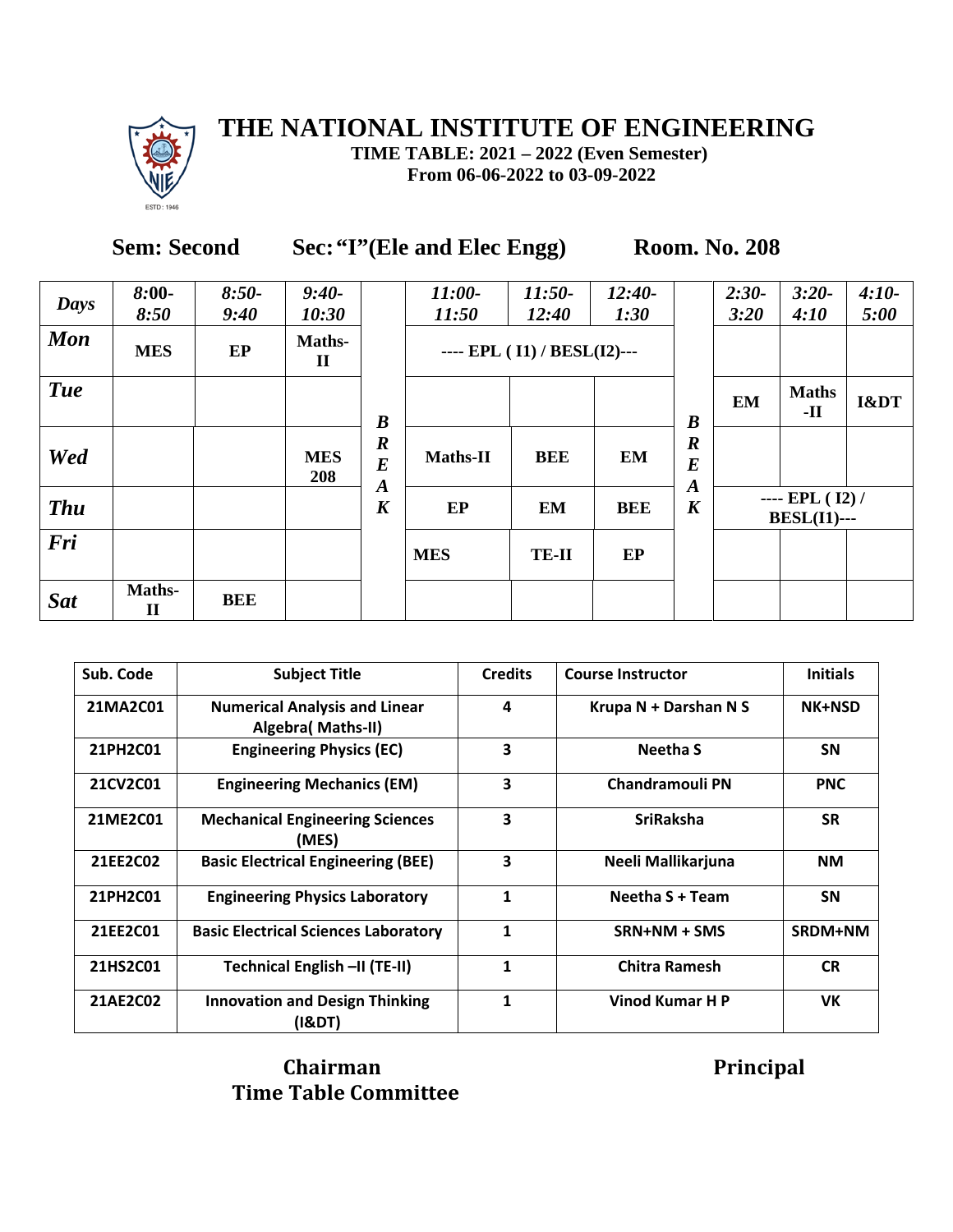# THE NATIONAL INSTITUTE OF ENGINEERING

**TIME TABLE: 2021 – 2022 (Even Semester)**
**From 06-06-2022 to 03-09-2022**

**Sem: Second** **Sec: "I"(Ele and Elec Engg)** **Room. No. 208**

| *Days* | *8:00-8:50* | *8:50-9:40* | *9:40-10:30* | | *11:00-11:50* | *11:50-12:40* | *12:40-1:30* | | *2:30-3:20* | *3:20-4:10* | *4:10-5:00* |
|---|---|---|---|---|---|---|---|---|---|---|---|
| ***Mon*** | **MES** | **EP** | **Maths-II** | | ---- EPL ( I1) / BESL(I2)--- | | | | | | |
| ***Tue*** | | | | ***B*** | | | | ***B*** | **EM** | **Maths-II** | **I&DT** |
| ***Wed*** | | | **MES 208** | ***R E A*** | **Maths-II** | **BEE** | **EM** | ***R E A*** | | | |
| ***Thu*** | | | | ***K*** | **EP** | **EM** | **BEE** | ***K*** | ---- EPL ( I2) / BESL(I1)--- | | |
| ***Fri*** | | | | | **MES** | **TE-II** | **EP** | | | | |
| ***Sat*** | **Maths-II** | **BEE** | | | | | | | | | |

| Sub. Code | Subject Title | Credits | Course Instructor | Initials |
|---|---|---|---|---|
| 21MA2C01 | Numerical Analysis and Linear Algebra( Maths-II) | 4 | Krupa N + Darshan N S | NK+NSD |
| 21PH2C01 | Engineering Physics (EC) | 3 | Neetha S | SN |
| 21CV2C01 | Engineering Mechanics (EM) | 3 | Chandramouli PN | PNC |
| 21ME2C01 | Mechanical Engineering Sciences (MES) | 3 | SriRaksha | SR |
| 21EE2C02 | Basic Electrical Engineering (BEE) | 3 | Neeli Mallikarjuna | NM |
| 21PH2C01 | Engineering Physics Laboratory | 1 | Neetha S + Team | SN |
| 21EE2C01 | Basic Electrical Sciences Laboratory | 1 | SRN+NM + SMS | SRDM+NM |
| 21HS2C01 | Technical English –II (TE-II) | 1 | Chitra Ramesh | CR |
| 21AE2C02 | Innovation and Design Thinking (I&DT) | 1 | Vinod Kumar H P | VK |

**Chairman**
**Time Table Committee**

**Principal**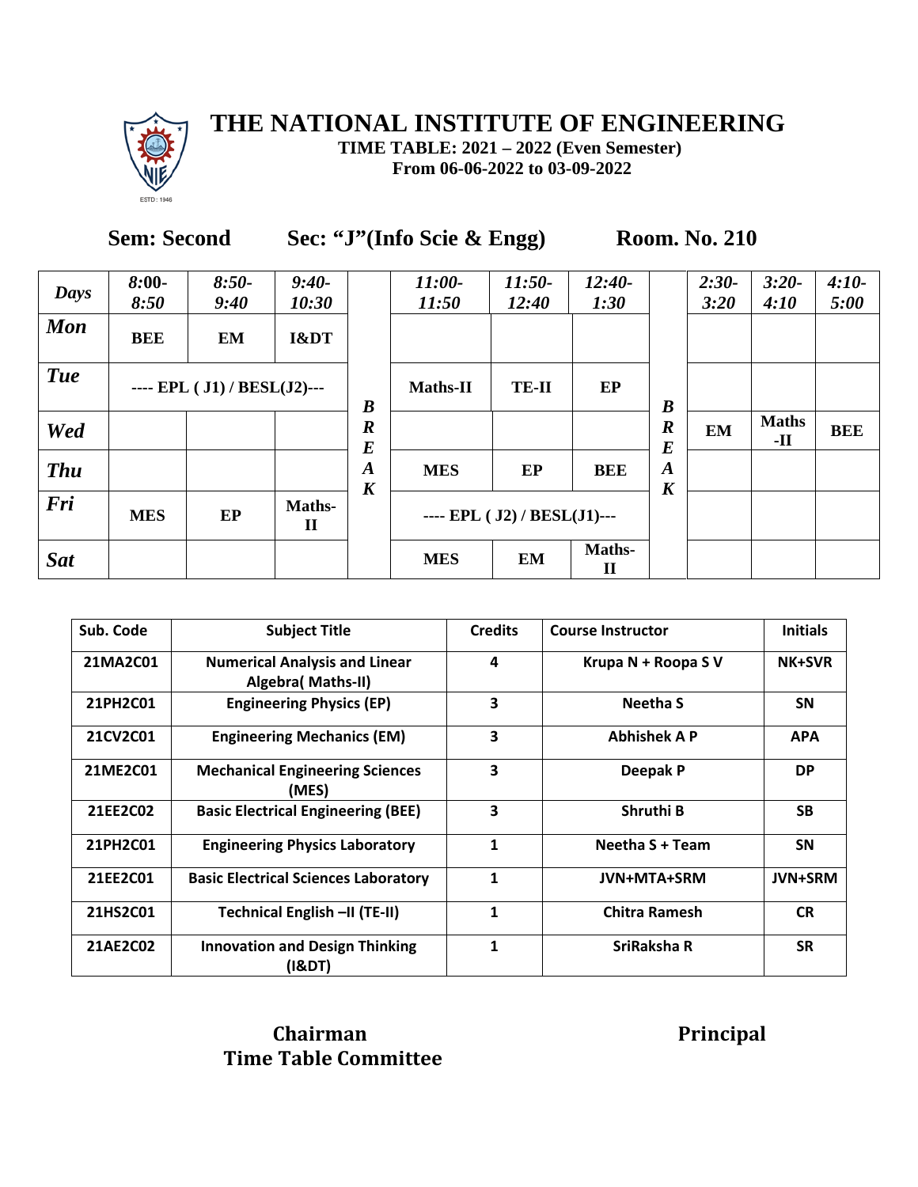# THE NATIONAL INSTITUTE OF ENGINEERING

**TIME TABLE: 2021 – 2022 (Even Semester)**
**From 06-06-2022 to 03-09-2022**

**Sem: Second** **Sec: "J"(Info Scie & Engg)** **Room. No. 210**

| *Days* | *8:00-8:50* | *8:50-9:40* | *9:40-10:30* | | *11:00-11:50* | *11:50-12:40* | *12:40-1:30* | | *2:30-3:20* | *3:20-4:10* | *4:10-5:00* |
|---|---|---|---|---|---|---|---|---|---|---|---|
| ***Mon*** | **BEE** | **EM** | **I&DT** | ***BREAK*** | | | | ***BREAK*** | | | |
| ***Tue*** | **---- EPL ( J1) / BESL(J2)---** | | | | **Maths-II** | **TE-II** | **EP** | | | | |
| ***Wed*** | | | | | | | | | **EM** | **Maths-II** | **BEE** |
| ***Thu*** | | | | | **MES** | **EP** | **BEE** | | | | |
| ***Fri*** | **MES** | **EP** | **Maths-II** | | **---- EPL ( J2) / BESL(J1)---** | | | | | | |
| ***Sat*** | | | | | **MES** | **EM** | **Maths-II** | | | | |

| Sub. Code | Subject Title | Credits | Course Instructor | Initials |
|---|---|---|---|---|
| 21MA2C01 | Numerical Analysis and Linear Algebra( Maths-II) | 4 | Krupa N + Roopa S V | NK+SVR |
| 21PH2C01 | Engineering Physics (EP) | 3 | Neetha S | SN |
| 21CV2C01 | Engineering Mechanics (EM) | 3 | Abhishek A P | APA |
| 21ME2C01 | Mechanical Engineering Sciences (MES) | 3 | Deepak P | DP |
| 21EE2C02 | Basic Electrical Engineering (BEE) | 3 | Shruthi B | SB |
| 21PH2C01 | Engineering Physics Laboratory | 1 | Neetha S + Team | SN |
| 21EE2C01 | Basic Electrical Sciences Laboratory | 1 | JVN+MTA+SRM | JVN+SRM |
| 21HS2C01 | Technical English –II (TE-II) | 1 | Chitra Ramesh | CR |
| 21AE2C02 | Innovation and Design Thinking (I&DT) | 1 | SriRaksha R | SR |

**Chairman**
**Time Table Committee**

**Principal**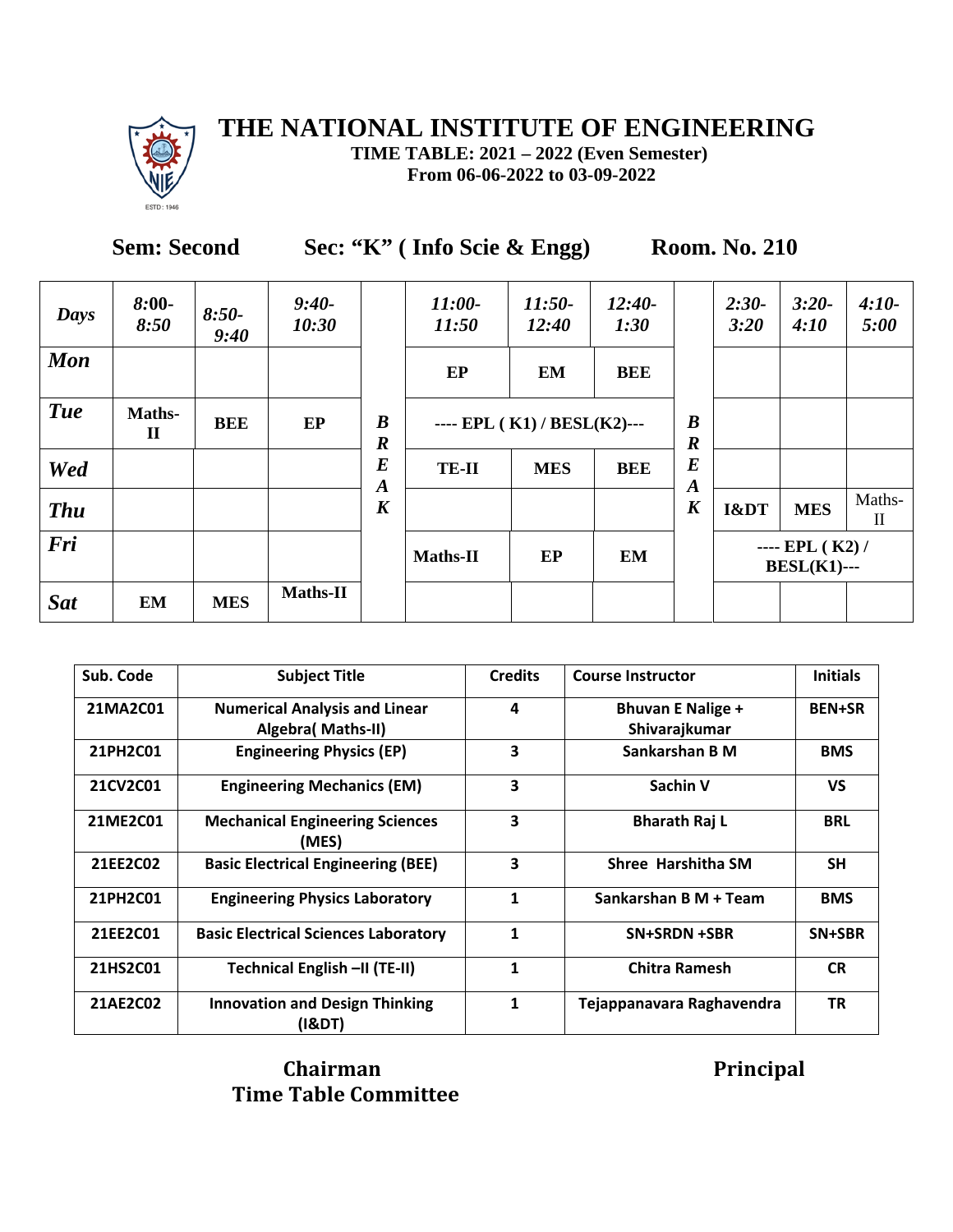# THE NATIONAL INSTITUTE OF ENGINEERING

**TIME TABLE: 2021 – 2022 (Even Semester)**
**From 06-06-2022 to 03-09-2022**

**Sem: Second** **Sec: "K" ( Info Scie & Engg)** **Room. No. 210**

| *Days* | *8:00-8:50* | *8:50-9:40* | *9:40-10:30* | | *11:00-11:50* | *11:50-12:40* | *12:40-1:30* | | *2:30-3:20* | *3:20-4:10* | *4:10-5:00* |
|---|---|---|---|---|---|---|---|---|---|---|---|
| ***Mon*** | | | | | EP | EM | BEE | | | | |
| ***Tue*** | Maths-II | BEE | EP | ***BREAK*** | ---- EPL ( K1) / BESL(K2)--- | | | ***BREAK*** | | | |
| ***Wed*** | | | | | TE-II | MES | BEE | | | | |
| ***Thu*** | | | | | | | | | I&DT | MES | Maths-II |
| ***Fri*** | | | | | Maths-II | EP | EM | | ---- EPL ( K2) / BESL(K1)--- | | |
| ***Sat*** | EM | MES | Maths-II | | | | | | | | |

| Sub. Code | Subject Title | Credits | Course Instructor | Initials |
|---|---|---|---|---|
| 21MA2C01 | Numerical Analysis and Linear Algebra( Maths-II) | 4 | Bhuvan E Nalige + Shivarajkumar | BEN+SR |
| 21PH2C01 | Engineering Physics (EP) | 3 | Sankarshan B M | BMS |
| 21CV2C01 | Engineering Mechanics (EM) | 3 | Sachin V | VS |
| 21ME2C01 | Mechanical Engineering Sciences (MES) | 3 | Bharath Raj L | BRL |
| 21EE2C02 | Basic Electrical Engineering (BEE) | 3 | Shree Harshitha SM | SH |
| 21PH2C01 | Engineering Physics Laboratory | 1 | Sankarshan B M + Team | BMS |
| 21EE2C01 | Basic Electrical Sciences Laboratory | 1 | SN+SRDN +SBR | SN+SBR |
| 21HS2C01 | Technical English –II (TE-II) | 1 | Chitra Ramesh | CR |
| 21AE2C02 | Innovation and Design Thinking (I&DT) | 1 | Tejappanavara Raghavendra | TR |

**Chairman**
**Time Table Committee**

**Principal**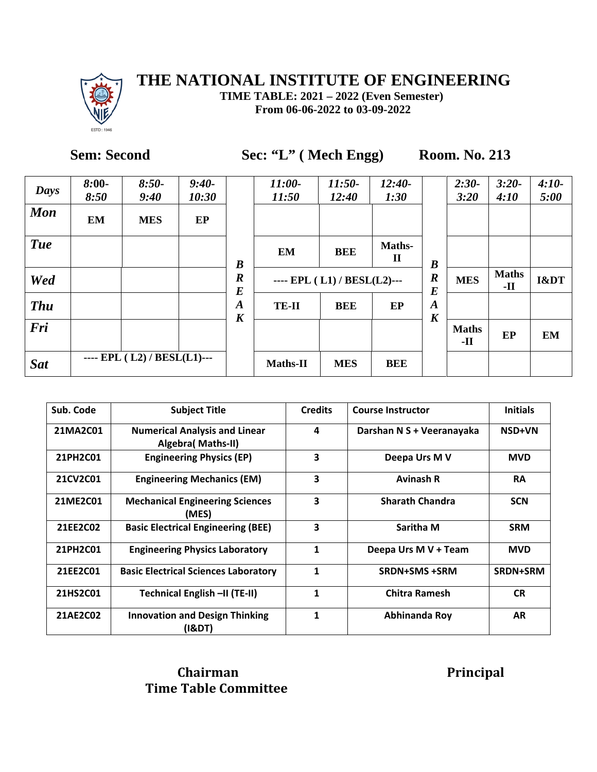# THE NATIONAL INSTITUTE OF ENGINEERING

**TIME TABLE: 2021 – 2022 (Even Semester)**
**From 06-06-2022 to 03-09-2022**

**Sem: Second** **Sec: "L" ( Mech Engg)** **Room. No. 213**

| *Days* | *8:00-8:50* | *8:50-9:40* | *9:40-10:30* | | *11:00-11:50* | *11:50-12:40* | *12:40-1:30* | | *2:30-3:20* | *3:20-4:10* | *4:10-5:00* |
|---|---|---|---|---|---|---|---|---|---|---|---|
| *Mon* | EM | MES | EP | B | | | | B | | | |
| *Tue* | | | | R | EM | BEE | Maths-II | R | | | |
| *Wed* | | | | E | ---- EPL ( L1) / BESL(L2)--- | | | E | MES | Maths -II | I&DT |
| *Thu* | | | | A | TE-II | BEE | EP | A | | | |
| *Fri* | | | | K | | | | K | Maths -II | EP | EM |
| *Sat* | ---- EPL ( L2) / BESL(L1)--- | | | | Maths-II | MES | BEE | | | | |

| Sub. Code | Subject Title | Credits | Course Instructor | Initials |
|---|---|---|---|---|
| 21MA2C01 | Numerical Analysis and Linear Algebra( Maths-II) | 4 | Darshan N S + Veeranayaka | NSD+VN |
| 21PH2C01 | Engineering Physics (EP) | 3 | Deepa Urs M V | MVD |
| 21CV2C01 | Engineering Mechanics (EM) | 3 | Avinash R | RA |
| 21ME2C01 | Mechanical Engineering Sciences (MES) | 3 | Sharath Chandra | SCN |
| 21EE2C02 | Basic Electrical Engineering (BEE) | 3 | Saritha M | SRM |
| 21PH2C01 | Engineering Physics Laboratory | 1 | Deepa Urs M V + Team | MVD |
| 21EE2C01 | Basic Electrical Sciences Laboratory | 1 | SRDN+SMS +SRM | SRDN+SRM |
| 21HS2C01 | Technical English –II (TE-II) | 1 | Chitra Ramesh | CR |
| 21AE2C02 | Innovation and Design Thinking (I&DT) | 1 | Abhinanda Roy | AR |

**Chairman**
**Time Table Committee**

**Principal**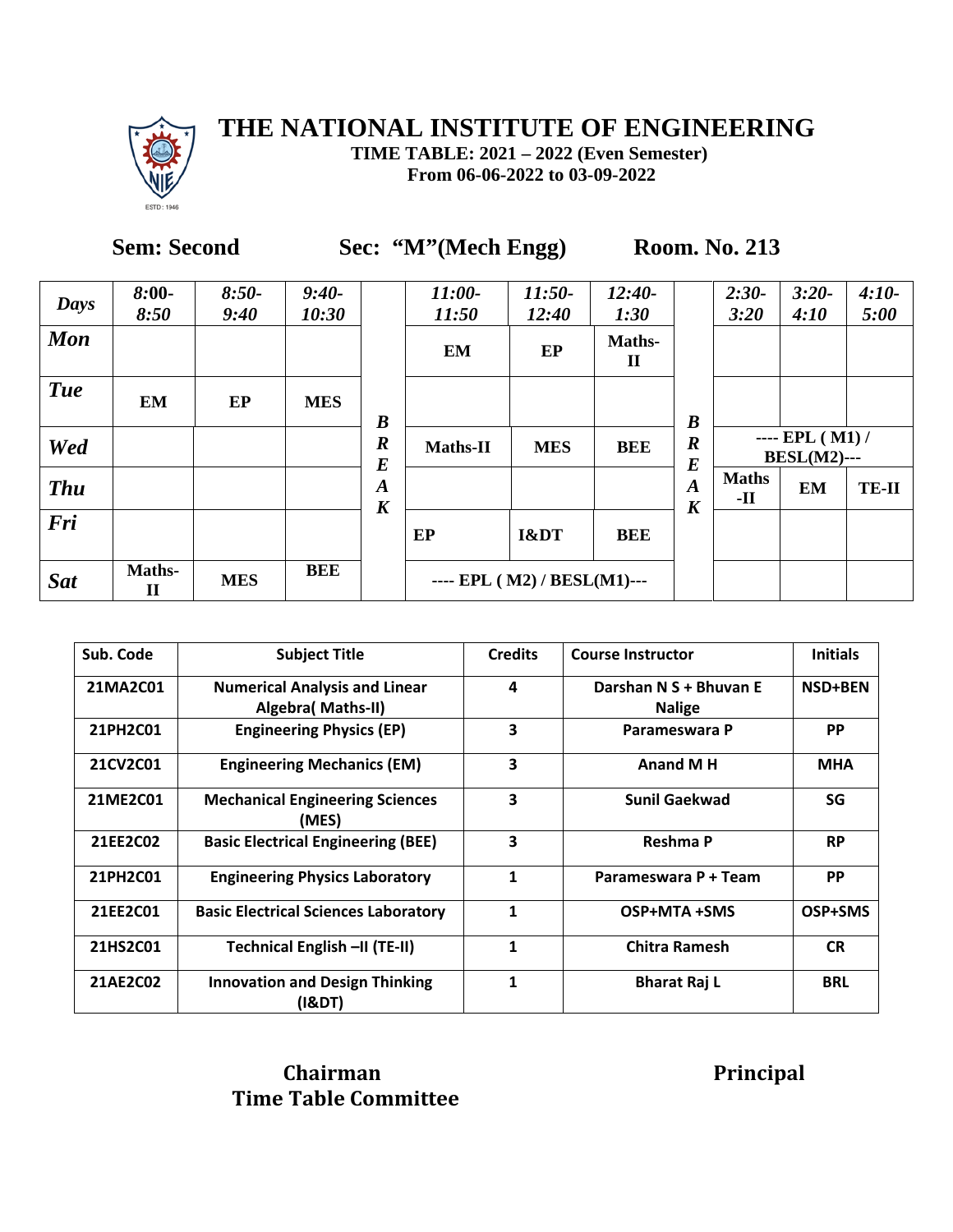# THE NATIONAL INSTITUTE OF ENGINEERING

**TIME TABLE: 2021 – 2022 (Even Semester)**
**From 06-06-2022 to 03-09-2022**

**Sem: Second** **Sec: "M"(Mech Engg)** **Room. No. 213**

| *Days* | *8:00-8:50* | *8:50-9:40* | *9:40-10:30* | | *11:00-11:50* | *11:50-12:40* | *12:40-1:30* | | *2:30-3:20* | *3:20-4:10* | *4:10-5:00* |
|---|---|---|---|---|---|---|---|---|---|---|---|
| ***Mon*** | | | | ***B*** | **EM** | **EP** | **Maths-II** | ***B*** | | | |
| ***Tue*** | **EM** | **EP** | **MES** | ***R*** | | | | ***R*** | | | |
| ***Wed*** | | | | ***E*** | **Maths-II** | **MES** | **BEE** | ***E*** | **---- EPL ( M1) / BESL(M2)---** | | |
| ***Thu*** | | | | ***A*** | | | | ***A*** | **Maths-II** | **EM** | **TE-II** |
| ***Fri*** | | | | ***K*** | **EP** | **I&DT** | **BEE** | ***K*** | | | |
| ***Sat*** | **Maths-II** | **MES** | **BEE** | | **---- EPL ( M2) / BESL(M1)---** | | | | | | |

| Sub. Code | Subject Title | Credits | Course Instructor | Initials |
|---|---|---|---|---|
| 21MA2C01 | Numerical Analysis and Linear Algebra( Maths-II) | 4 | Darshan N S + Bhuvan E Nalige | NSD+BEN |
| 21PH2C01 | Engineering Physics (EP) | 3 | Parameswara P | PP |
| 21CV2C01 | Engineering Mechanics (EM) | 3 | Anand M H | MHA |
| 21ME2C01 | Mechanical Engineering Sciences (MES) | 3 | Sunil Gaekwad | SG |
| 21EE2C02 | Basic Electrical Engineering (BEE) | 3 | Reshma P | RP |
| 21PH2C01 | Engineering Physics Laboratory | 1 | Parameswara P + Team | PP |
| 21EE2C01 | Basic Electrical Sciences Laboratory | 1 | OSP+MTA +SMS | OSP+SMS |
| 21HS2C01 | Technical English –II (TE-II) | 1 | Chitra Ramesh | CR |
| 21AE2C02 | Innovation and Design Thinking (I&DT) | 1 | Bharat Raj L | BRL |

**Chairman**
**Time Table Committee**

**Principal**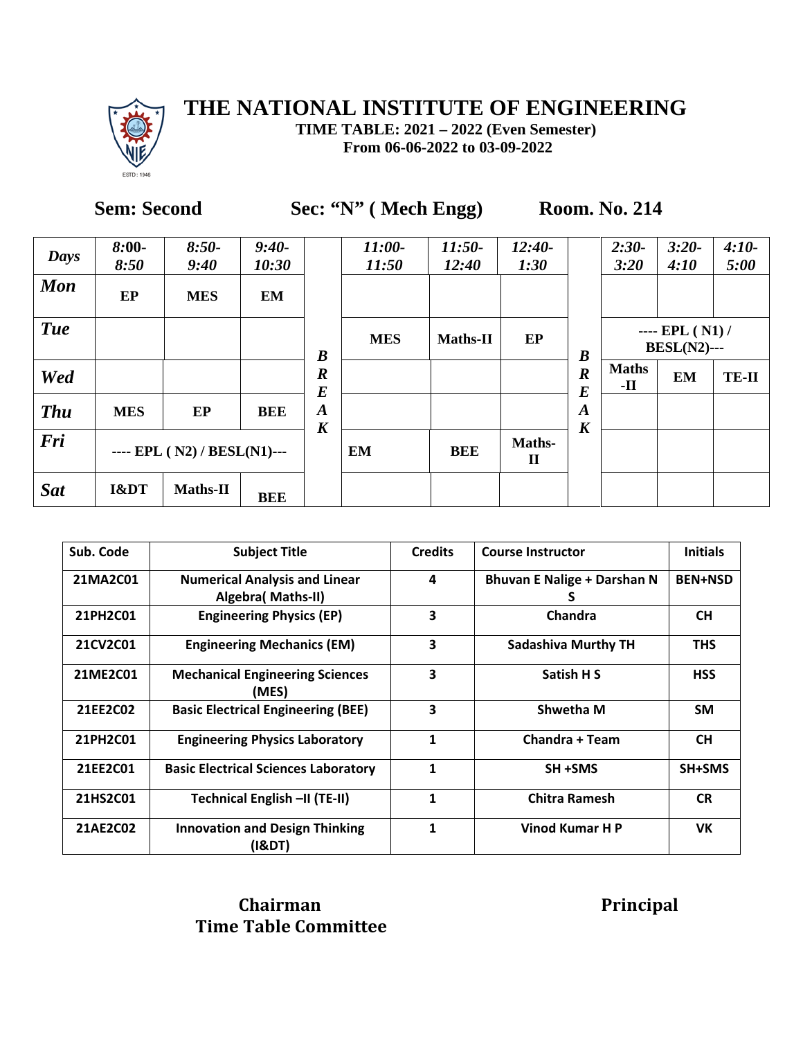# THE NATIONAL INSTITUTE OF ENGINEERING

**TIME TABLE: 2021 – 2022 (Even Semester)**
**From 06-06-2022 to 03-09-2022**

**Sem: Second** **Sec: "N" ( Mech Engg)** **Room. No. 214**

| *Days* | *8:00-8:50* | *8:50-9:40* | *9:40-10:30* | | *11:00-11:50* | *11:50-12:40* | *12:40-1:30* | | *2:30-3:20* | *3:20-4:10* | *4:10-5:00* |
|---|---|---|---|---|---|---|---|---|---|---|---|
| *Mon* | EP | MES | EM | *BREAK* | | | | *BREAK* | | | |
| *Tue* | | | | | MES | Maths-II | EP | | ---- EPL ( N1) / BESL(N2)--- | | |
| *Wed* | | | | | | | | | Maths-II | EM | TE-II |
| *Thu* | MES | EP | BEE | | | | | | | | |
| *Fri* | ---- EPL ( N2) / BESL(N1)--- | | | | EM | BEE | Maths-II | | | | |
| *Sat* | I&DT | Maths-II | BEE | | | | | | | | |

| Sub. Code | Subject Title | Credits | Course Instructor | Initials |
|---|---|---|---|---|
| 21MA2C01 | Numerical Analysis and Linear Algebra( Maths-II) | 4 | Bhuvan E Nalige + Darshan N S | BEN+NSD |
| 21PH2C01 | Engineering Physics (EP) | 3 | Chandra | CH |
| 21CV2C01 | Engineering Mechanics (EM) | 3 | Sadashiva Murthy TH | THS |
| 21ME2C01 | Mechanical Engineering Sciences (MES) | 3 | Satish H S | HSS |
| 21EE2C02 | Basic Electrical Engineering (BEE) | 3 | Shwetha M | SM |
| 21PH2C01 | Engineering Physics Laboratory | 1 | Chandra + Team | CH |
| 21EE2C01 | Basic Electrical Sciences Laboratory | 1 | SH +SMS | SH+SMS |
| 21HS2C01 | Technical English –II (TE-II) | 1 | Chitra Ramesh | CR |
| 21AE2C02 | Innovation and Design Thinking (I&DT) | 1 | Vinod Kumar H P | VK |

**Chairman**
**Time Table Committee**

**Principal**